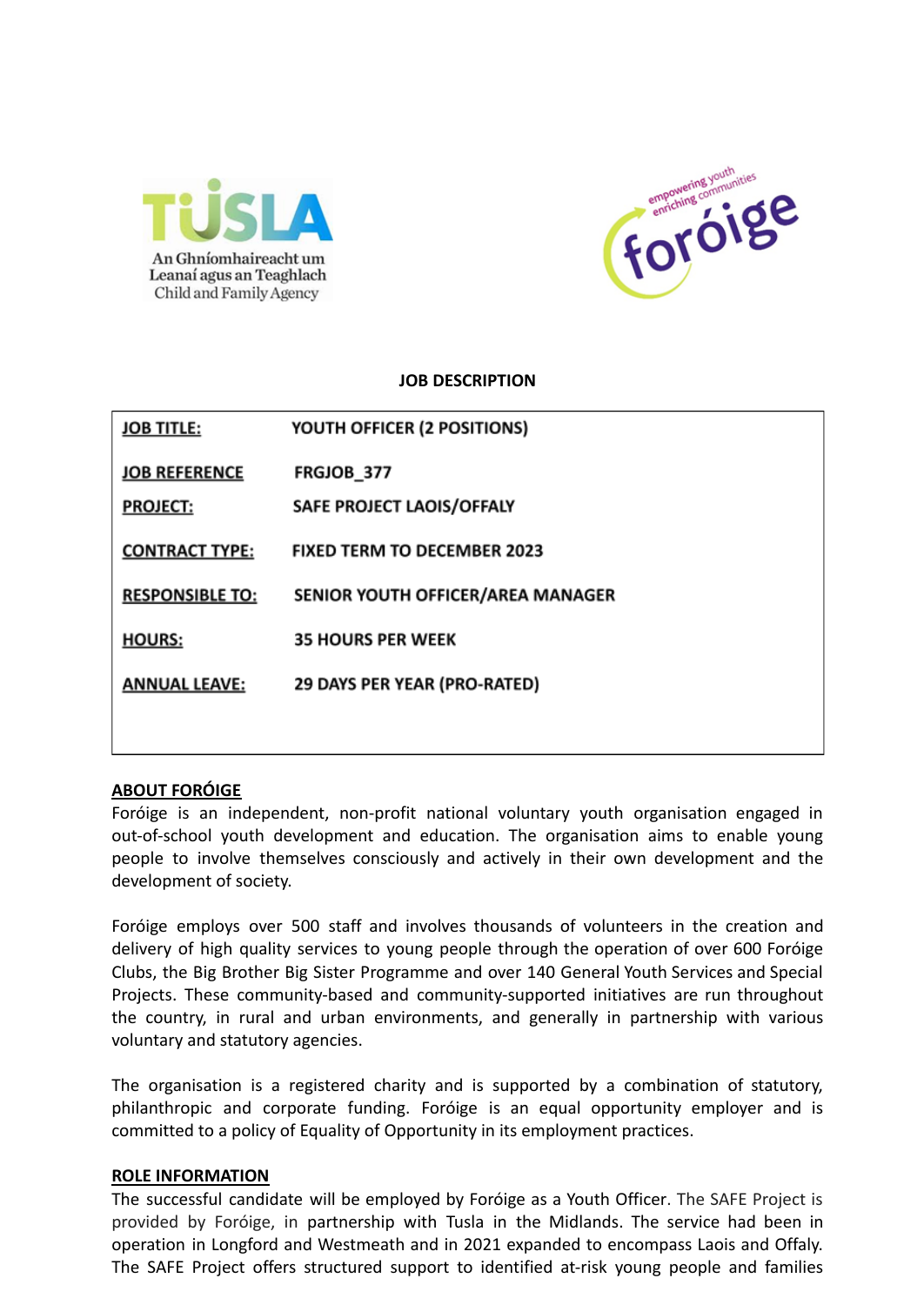TUSLA
An Ghníomhaireacht um Leanaí agus an Teaghlach
Child and Family Agency

empowering youth enriching communities
foróige

## JOB DESCRIPTION

| | |
|---|---|
| **JOB TITLE:** | **YOUTH OFFICER (2 POSITIONS)** |
| **JOB REFERENCE** | **FRGJOB_377** |
| **PROJECT:** | **SAFE PROJECT LAOIS/OFFALY** |
| **CONTRACT TYPE:** | **FIXED TERM TO DECEMBER 2023** |
| **RESPONSIBLE TO:** | **SENIOR YOUTH OFFICER/AREA MANAGER** |
| **HOURS:** | **35 HOURS PER WEEK** |
| **ANNUAL LEAVE:** | **29 DAYS PER YEAR (PRO-RATED)** |

### ABOUT FORÓIGE

Foróige is an independent, non-profit national voluntary youth organisation engaged in out-of-school youth development and education. The organisation aims to enable young people to involve themselves consciously and actively in their own development and the development of society.

Foróige employs over 500 staff and involves thousands of volunteers in the creation and delivery of high quality services to young people through the operation of over 600 Foróige Clubs, the Big Brother Big Sister Programme and over 140 General Youth Services and Special Projects. These community-based and community-supported initiatives are run throughout the country, in rural and urban environments, and generally in partnership with various voluntary and statutory agencies.

The organisation is a registered charity and is supported by a combination of statutory, philanthropic and corporate funding. Foróige is an equal opportunity employer and is committed to a policy of Equality of Opportunity in its employment practices.

### ROLE INFORMATION

The successful candidate will be employed by Foróige as a Youth Officer. The SAFE Project is provided by Foróige, in partnership with Tusla in the Midlands. The service had been in operation in Longford and Westmeath and in 2021 expanded to encompass Laois and Offaly. The SAFE Project offers structured support to identified at-risk young people and families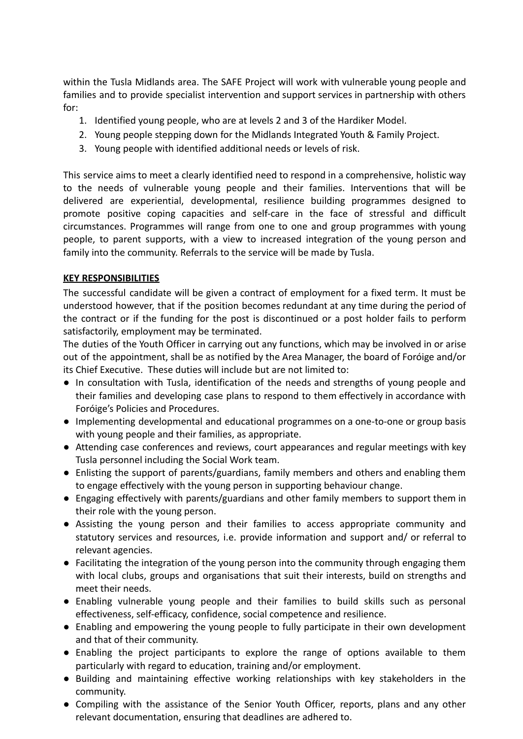within the Tusla Midlands area. The SAFE Project will work with vulnerable young people and families and to provide specialist intervention and support services in partnership with others for:

1. Identified young people, who are at levels 2 and 3 of the Hardiker Model.
2. Young people stepping down for the Midlands Integrated Youth & Family Project.
3. Young people with identified additional needs or levels of risk.

This service aims to meet a clearly identified need to respond in a comprehensive, holistic way to the needs of vulnerable young people and their families. Interventions that will be delivered are experiential, developmental, resilience building programmes designed to promote positive coping capacities and self-care in the face of stressful and difficult circumstances. Programmes will range from one to one and group programmes with young people, to parent supports, with a view to increased integration of the young person and family into the community. Referrals to the service will be made by Tusla.

## KEY RESPONSIBILITIES

The successful candidate will be given a contract of employment for a fixed term. It must be understood however, that if the position becomes redundant at any time during the period of the contract or if the funding for the post is discontinued or a post holder fails to perform satisfactorily, employment may be terminated.

The duties of the Youth Officer in carrying out any functions, which may be involved in or arise out of the appointment, shall be as notified by the Area Manager, the board of Foróige and/or its Chief Executive. These duties will include but are not limited to:

- In consultation with Tusla, identification of the needs and strengths of young people and their families and developing case plans to respond to them effectively in accordance with Foróige's Policies and Procedures.
- Implementing developmental and educational programmes on a one-to-one or group basis with young people and their families, as appropriate.
- Attending case conferences and reviews, court appearances and regular meetings with key Tusla personnel including the Social Work team.
- Enlisting the support of parents/guardians, family members and others and enabling them to engage effectively with the young person in supporting behaviour change.
- Engaging effectively with parents/guardians and other family members to support them in their role with the young person.
- Assisting the young person and their families to access appropriate community and statutory services and resources, i.e. provide information and support and/ or referral to relevant agencies.
- Facilitating the integration of the young person into the community through engaging them with local clubs, groups and organisations that suit their interests, build on strengths and meet their needs.
- Enabling vulnerable young people and their families to build skills such as personal effectiveness, self-efficacy, confidence, social competence and resilience.
- Enabling and empowering the young people to fully participate in their own development and that of their community.
- Enabling the project participants to explore the range of options available to them particularly with regard to education, training and/or employment.
- Building and maintaining effective working relationships with key stakeholders in the community.
- Compiling with the assistance of the Senior Youth Officer, reports, plans and any other relevant documentation, ensuring that deadlines are adhered to.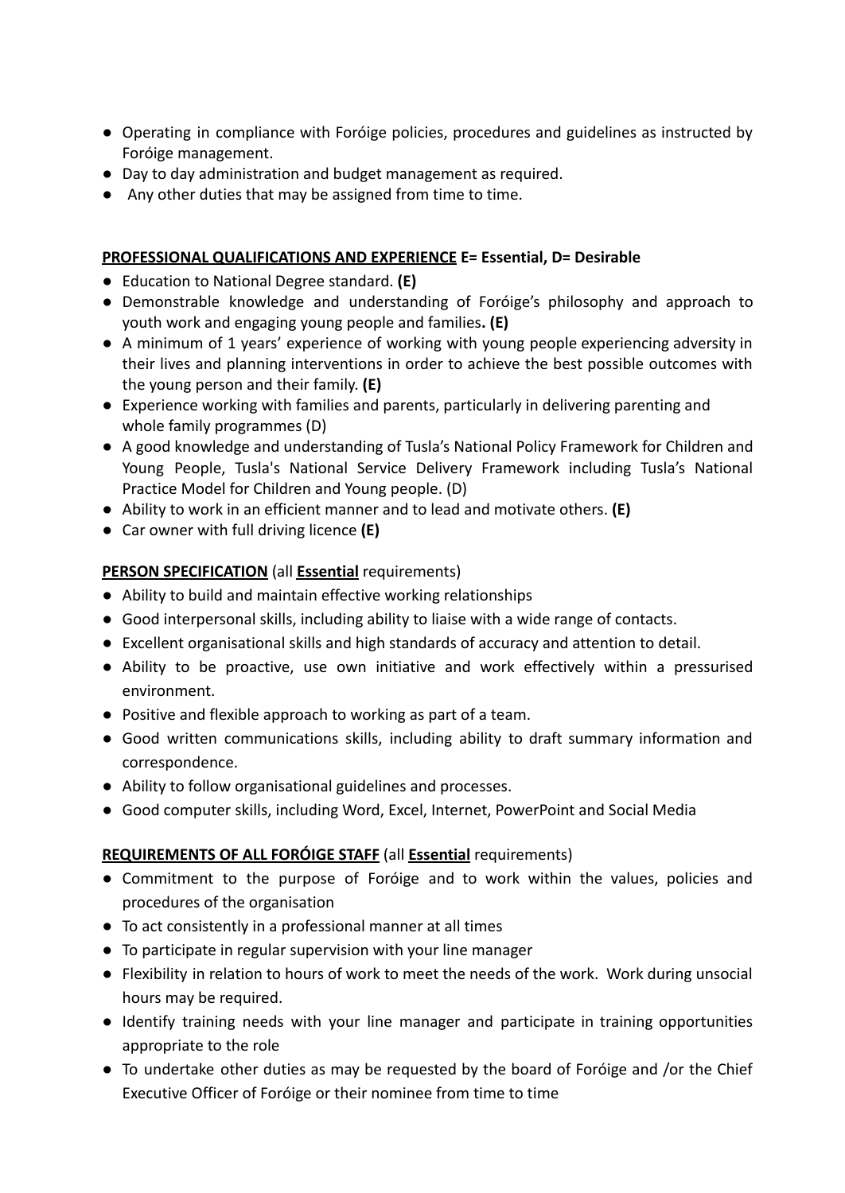- Operating in compliance with Foróige policies, procedures and guidelines as instructed by Foróige management.
- Day to day administration and budget management as required.
- Any other duties that may be assigned from time to time.

**PROFESSIONAL QUALIFICATIONS AND EXPERIENCE E= Essential, D= Desirable**

- Education to National Degree standard. **(E)**
- Demonstrable knowledge and understanding of Foróige's philosophy and approach to youth work and engaging young people and families**. (E)**
- A minimum of 1 years' experience of working with young people experiencing adversity in their lives and planning interventions in order to achieve the best possible outcomes with the young person and their family. **(E)**
- Experience working with families and parents, particularly in delivering parenting and whole family programmes (D)
- A good knowledge and understanding of Tusla's National Policy Framework for Children and Young People, Tusla's National Service Delivery Framework including Tusla's National Practice Model for Children and Young people. (D)
- Ability to work in an efficient manner and to lead and motivate others. **(E)**
- Car owner with full driving licence **(E)**

**PERSON SPECIFICATION** (all **Essential** requirements)

- Ability to build and maintain effective working relationships
- Good interpersonal skills, including ability to liaise with a wide range of contacts.
- Excellent organisational skills and high standards of accuracy and attention to detail.
- Ability to be proactive, use own initiative and work effectively within a pressurised environment.
- Positive and flexible approach to working as part of a team.
- Good written communications skills, including ability to draft summary information and correspondence.
- Ability to follow organisational guidelines and processes.
- Good computer skills, including Word, Excel, Internet, PowerPoint and Social Media

**REQUIREMENTS OF ALL FORÓIGE STAFF** (all **Essential** requirements)

- Commitment to the purpose of Foróige and to work within the values, policies and procedures of the organisation
- To act consistently in a professional manner at all times
- To participate in regular supervision with your line manager
- Flexibility in relation to hours of work to meet the needs of the work. Work during unsocial hours may be required.
- Identify training needs with your line manager and participate in training opportunities appropriate to the role
- To undertake other duties as may be requested by the board of Foróige and /or the Chief Executive Officer of Foróige or their nominee from time to time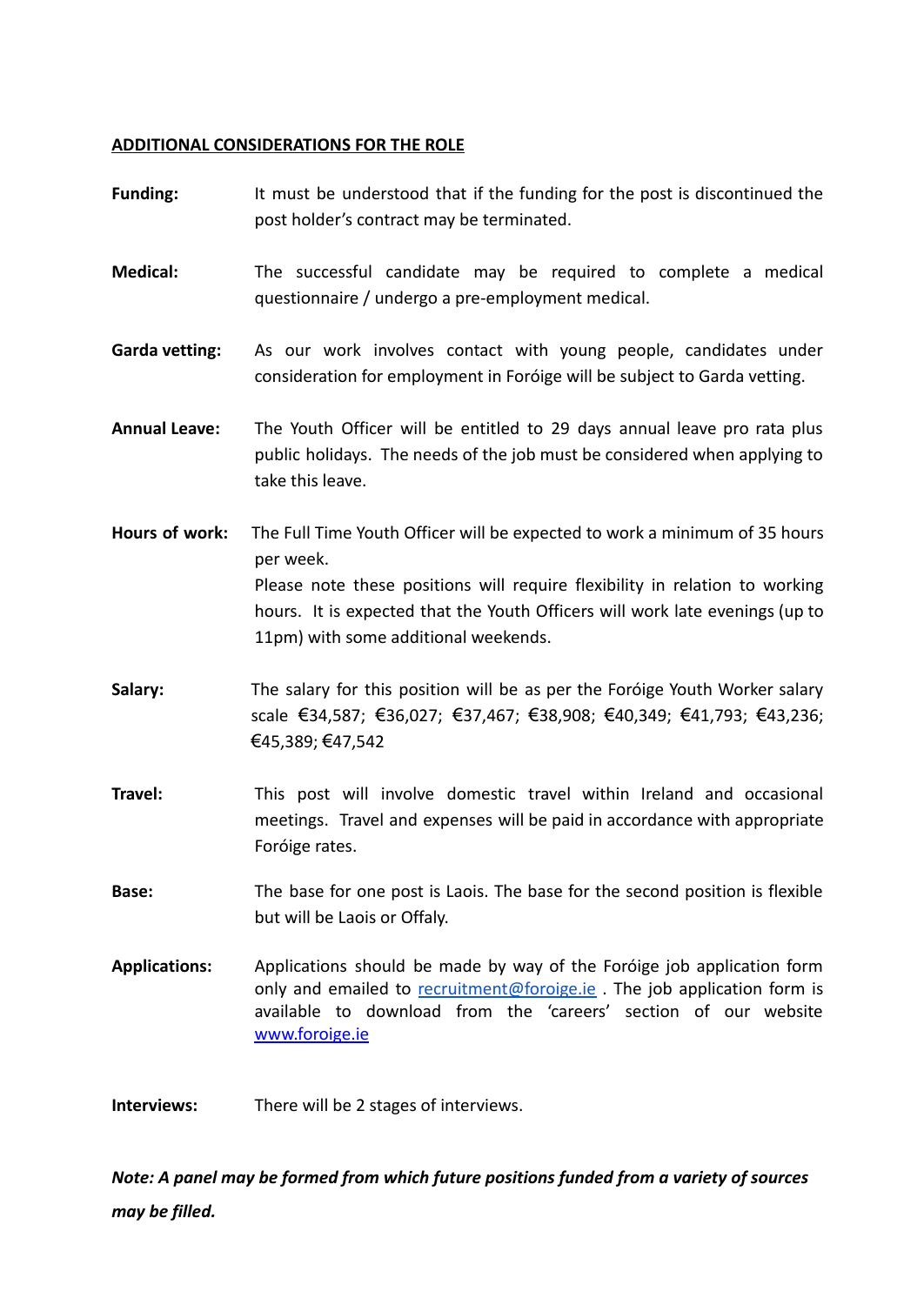## ADDITIONAL CONSIDERATIONS FOR THE ROLE

**Funding:** It must be understood that if the funding for the post is discontinued the post holder's contract may be terminated.

**Medical:** The successful candidate may be required to complete a medical questionnaire / undergo a pre-employment medical.

**Garda vetting:** As our work involves contact with young people, candidates under consideration for employment in Foróige will be subject to Garda vetting.

**Annual Leave:** The Youth Officer will be entitled to 29 days annual leave pro rata plus public holidays. The needs of the job must be considered when applying to take this leave.

**Hours of work:** The Full Time Youth Officer will be expected to work a minimum of 35 hours per week.
Please note these positions will require flexibility in relation to working hours. It is expected that the Youth Officers will work late evenings (up to 11pm) with some additional weekends.

**Salary:** The salary for this position will be as per the Foróige Youth Worker salary scale €34,587; €36,027; €37,467; €38,908; €40,349; €41,793; €43,236; €45,389; €47,542

**Travel:** This post will involve domestic travel within Ireland and occasional meetings. Travel and expenses will be paid in accordance with appropriate Foróige rates.

**Base:** The base for one post is Laois. The base for the second position is flexible but will be Laois or Offaly.

**Applications:** Applications should be made by way of the Foróige job application form only and emailed to recruitment@foroige.ie . The job application form is available to download from the 'careers' section of our website www.foroige.ie

**Interviews:** There will be 2 stages of interviews.

***Note: A panel may be formed from which future positions funded from a variety of sources may be filled.***